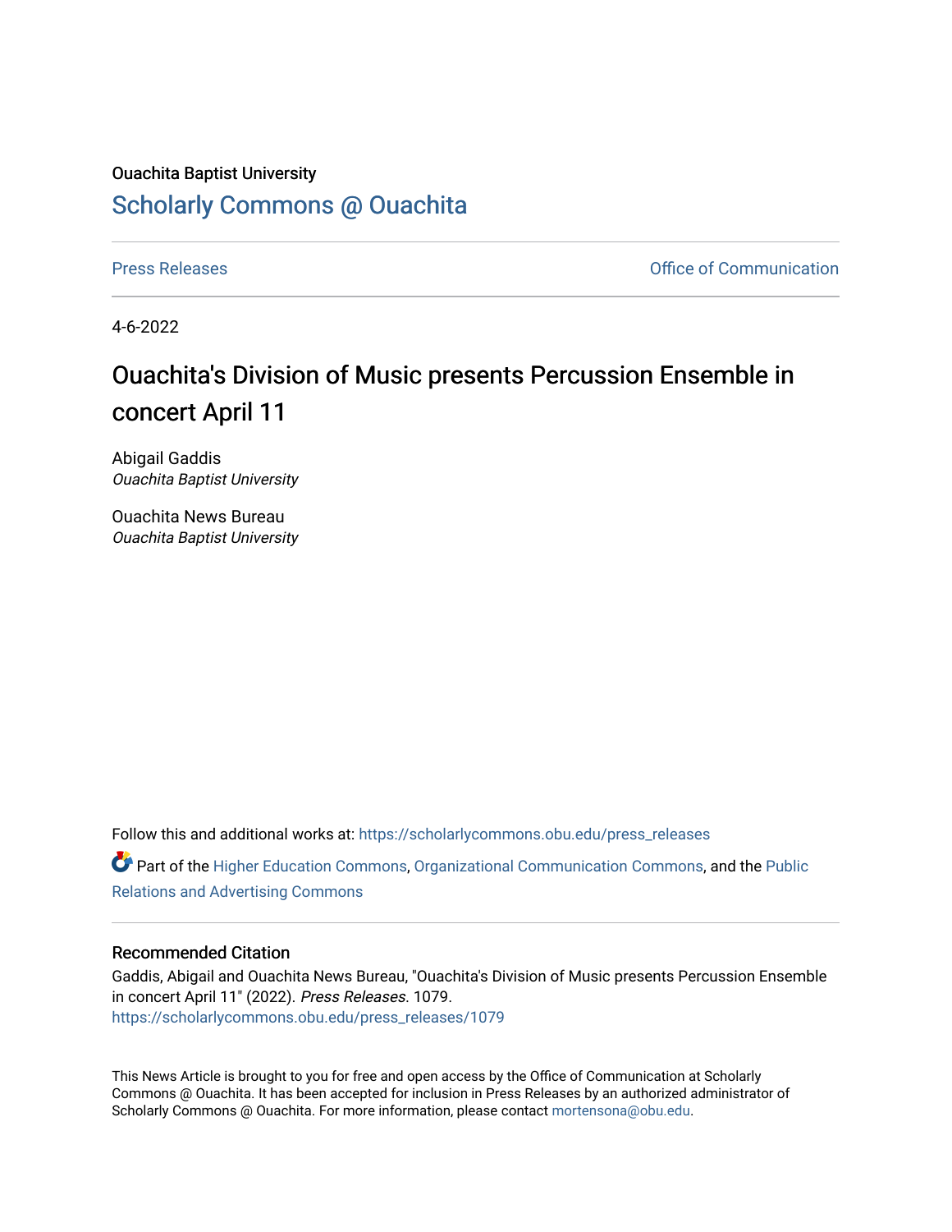Ouachita Baptist University

# Scholarly Commons @ Ouachita

Press Releases | Office of Communication

4-6-2022

## Ouachita's Division of Music presents Percussion Ensemble in concert April 11

Abigail Gaddis
*Ouachita Baptist University*

Ouachita News Bureau
*Ouachita Baptist University*

Follow this and additional works at: https://scholarlycommons.obu.edu/press_releases

Part of the Higher Education Commons, Organizational Communication Commons, and the Public Relations and Advertising Commons

### Recommended Citation

Gaddis, Abigail and Ouachita News Bureau, "Ouachita's Division of Music presents Percussion Ensemble in concert April 11" (2022). *Press Releases*. 1079.
https://scholarlycommons.obu.edu/press_releases/1079

This News Article is brought to you for free and open access by the Office of Communication at Scholarly Commons @ Ouachita. It has been accepted for inclusion in Press Releases by an authorized administrator of Scholarly Commons @ Ouachita. For more information, please contact mortensona@obu.edu.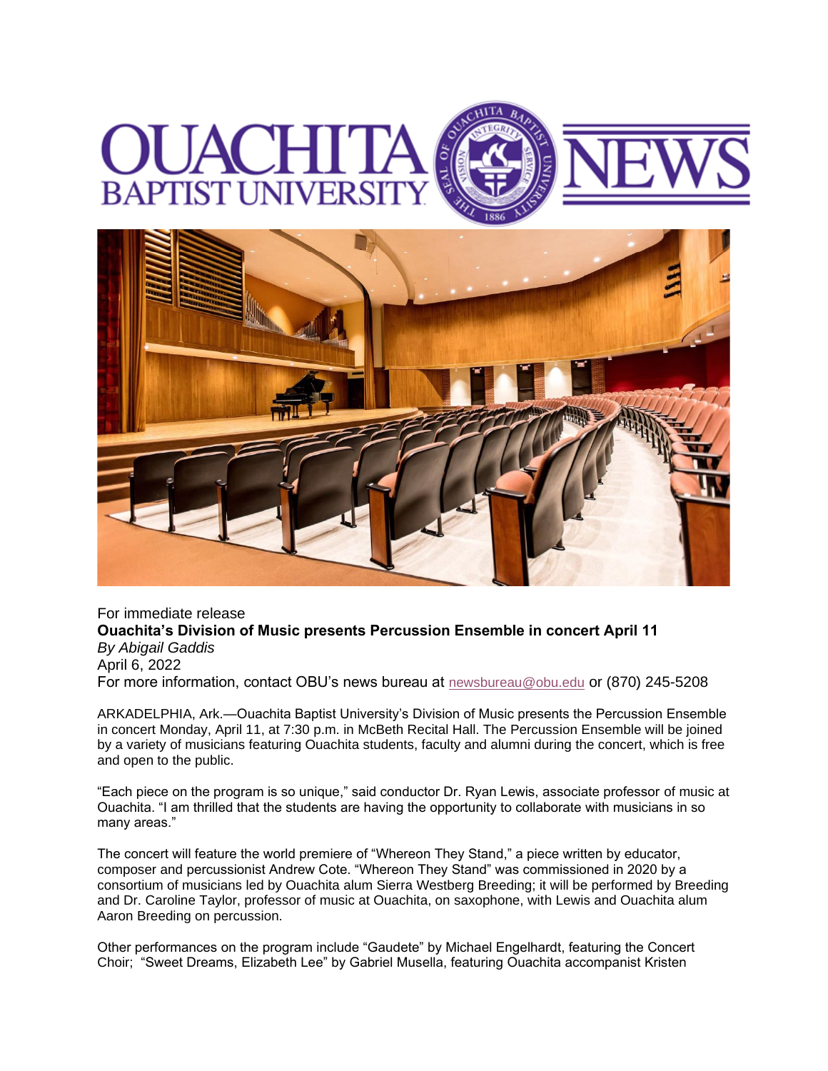For immediate release

**Ouachita's Division of Music presents Percussion Ensemble in concert April 11**

*By Abigail Gaddis*

April 6, 2022

For more information, contact OBU's news bureau at newsbureau@obu.edu or (870) 245-5208

ARKADELPHIA, Ark.—Ouachita Baptist University's Division of Music presents the Percussion Ensemble in concert Monday, April 11, at 7:30 p.m. in McBeth Recital Hall. The Percussion Ensemble will be joined by a variety of musicians featuring Ouachita students, faculty and alumni during the concert, which is free and open to the public.

"Each piece on the program is so unique," said conductor Dr. Ryan Lewis, associate professor of music at Ouachita. "I am thrilled that the students are having the opportunity to collaborate with musicians in so many areas."

The concert will feature the world premiere of "Whereon They Stand," a piece written by educator, composer and percussionist Andrew Cote. "Whereon They Stand" was commissioned in 2020 by a consortium of musicians led by Ouachita alum Sierra Westberg Breeding; it will be performed by Breeding and Dr. Caroline Taylor, professor of music at Ouachita, on saxophone, with Lewis and Ouachita alum Aaron Breeding on percussion.

Other performances on the program include "Gaudete" by Michael Engelhardt, featuring the Concert Choir; "Sweet Dreams, Elizabeth Lee" by Gabriel Musella, featuring Ouachita accompanist Kristen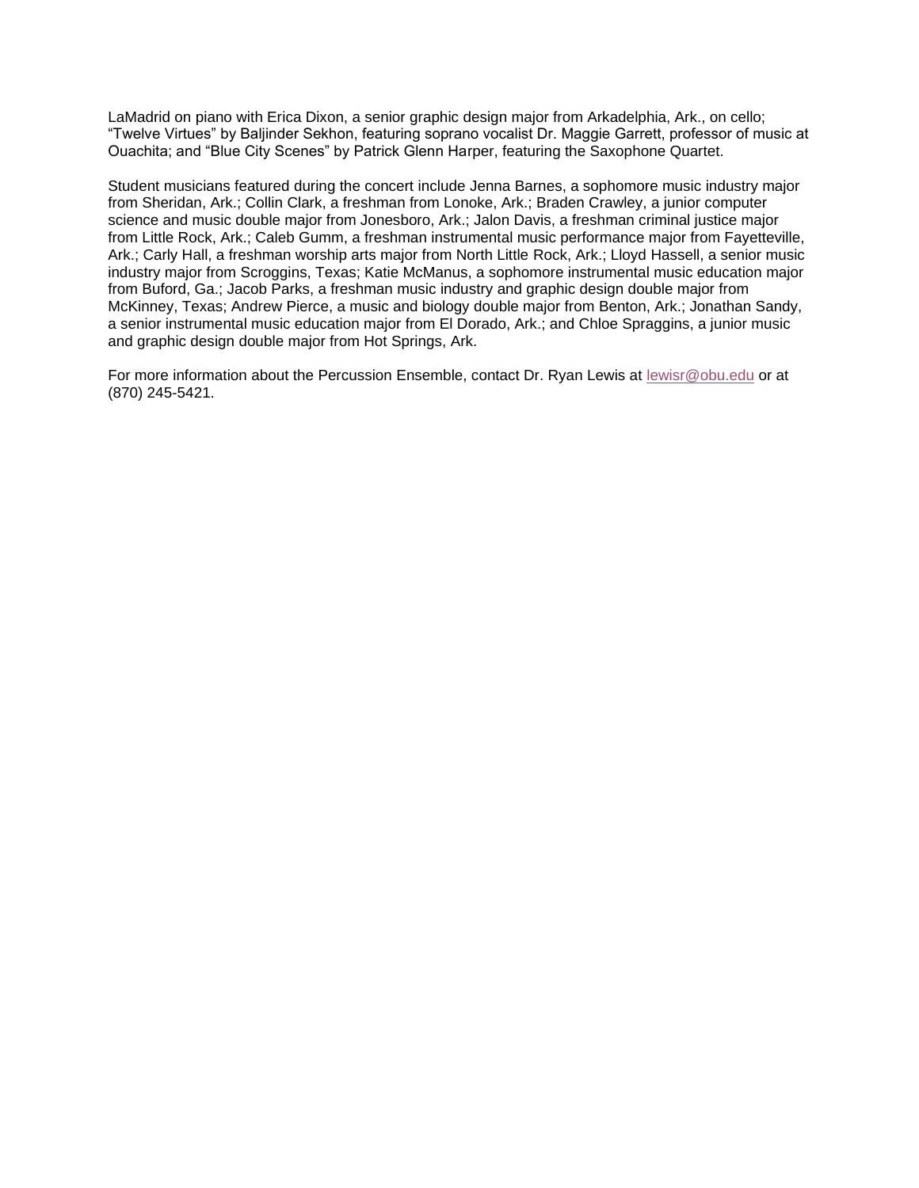LaMadrid on piano with Erica Dixon, a senior graphic design major from Arkadelphia, Ark., on cello; "Twelve Virtues" by Baljinder Sekhon, featuring soprano vocalist Dr. Maggie Garrett, professor of music at Ouachita; and "Blue City Scenes" by Patrick Glenn Harper, featuring the Saxophone Quartet.

Student musicians featured during the concert include Jenna Barnes, a sophomore music industry major from Sheridan, Ark.; Collin Clark, a freshman from Lonoke, Ark.; Braden Crawley, a junior computer science and music double major from Jonesboro, Ark.; Jalon Davis, a freshman criminal justice major from Little Rock, Ark.; Caleb Gumm, a freshman instrumental music performance major from Fayetteville, Ark.; Carly Hall, a freshman worship arts major from North Little Rock, Ark.; Lloyd Hassell, a senior music industry major from Scroggins, Texas; Katie McManus, a sophomore instrumental music education major from Buford, Ga.; Jacob Parks, a freshman music industry and graphic design double major from McKinney, Texas; Andrew Pierce, a music and biology double major from Benton, Ark.; Jonathan Sandy, a senior instrumental music education major from El Dorado, Ark.; and Chloe Spraggins, a junior music and graphic design double major from Hot Springs, Ark.

For more information about the Percussion Ensemble, contact Dr. Ryan Lewis at lewisr@obu.edu or at (870) 245-5421.